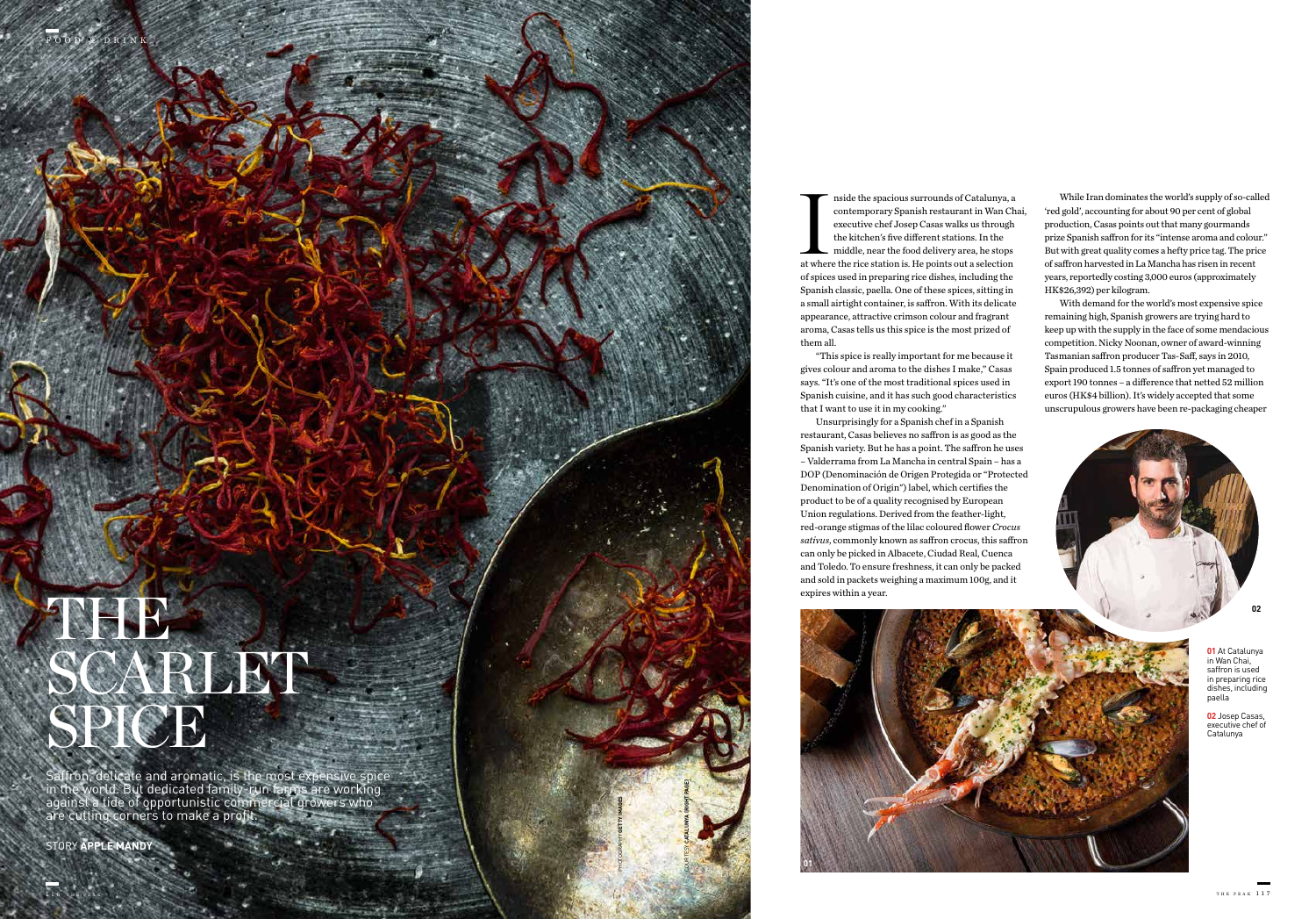# THE SCARLET SPICE

Saffron, delicate and aromatic, is the most expensive spice in the world. But dedicated family-run farms are working against a tide of opportunistic commercial growers who are cutting corners to make a profit.

STORY **APPLE MANDY**

PHOTOGRAPHY **GETTY IMAGES**

COURTESY **CATALUNYA (RIGHT PAGE)**

Inside the spacious surrounds of Catalunya, a contemporary Spanish restaurant in Wan Chai, executive chef Josep Casas walks us through the kitchen's five different stations. In the middle, near the food delivery area, he stops at where the rice station is. He points out a selection of spices used in preparing rice dishes, including the Spanish classic, paella. One of these spices, sitting in a small airtight container, is saffron. With its delicate appearance, attractive crimson colour and fragrant aroma, Casas tells us this spice is the most prized of them all.

"This spice is really important for me because it gives colour and aroma to the dishes I make," Casas says. "It's one of the most traditional spices used in Spanish cuisine, and it has such good characteristics that I want to use it in my cooking."

Unsurprisingly for a Spanish chef in a Spanish restaurant, Casas believes no saffron is as good as the Spanish variety. But he has a point. The saffron he uses – Valderrama from La Mancha in central Spain – has a DOP (Denominación de Origen Protegida or "Protected Denomination of Origin") label, which certifies the product to be of a quality recognised by European Union regulations. Derived from the feather-light, red-orange stigmas of the lilac coloured flower *Crocus sativus*, commonly known as saffron crocus, this saffron can only be picked in Albacete, Ciudad Real, Cuenca and Toledo. To ensure freshness, it can only be packed and sold in packets weighing a maximum 100g, and it expires within a year.

While Iran dominates the world's supply of so-called 'red gold', accounting for about 90 per cent of global production, Casas points out that many gourmands prize Spanish saffron for its "intense aroma and colour." But with great quality comes a hefty price tag. The price of saffron harvested in La Mancha has risen in recent years, reportedly costing 3,000 euros (approximately HK$26,392) per kilogram.

With demand for the world's most expensive spice remaining high, Spanish growers are trying hard to keep up with the supply in the face of some mendacious competition. Nicky Noonan, owner of award-winning Tasmanian saffron producer Tas-Saff, says in 2010, Spain produced 1.5 tonnes of saffron yet managed to export 190 tonnes – a difference that netted 52 million euros (HK$4 billion). It's widely accepted that some unscrupulous growers have been re-packaging cheaper

**01** At Catalunya in Wan Chai, saffron is used in preparing rice dishes, including paella

**02** Josep Casas, executive chef of Catalunya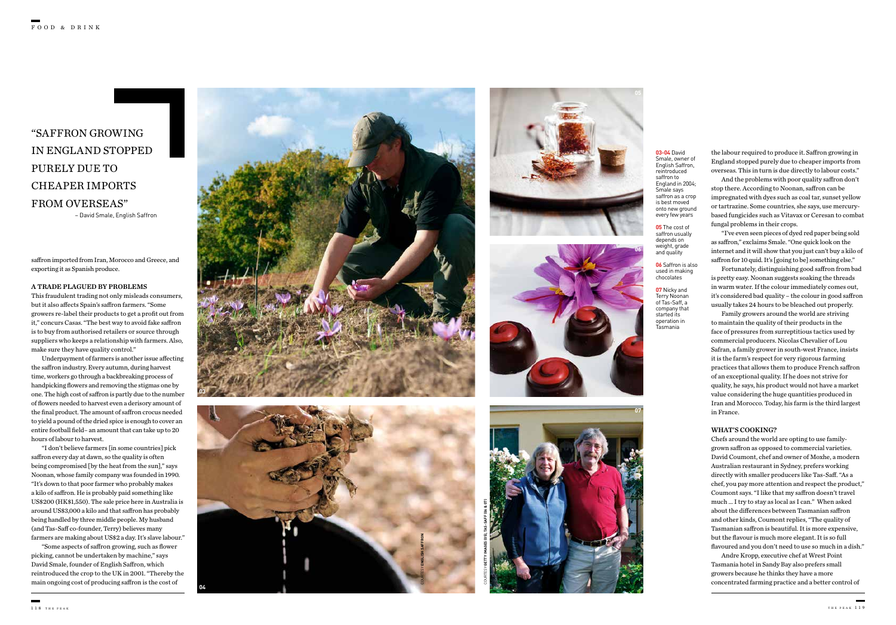> "SAFFRON GROWING IN ENGLAND STOPPED PURELY DUE TO CHEAPER IMPORTS FROM OVERSEAS"
>
> – David Smale, English Saffron

saffron imported from Iran, Morocco and Greece, and exporting it as Spanish produce.

### A TRADE PLAGUED BY PROBLEMS

This fraudulent trading not only misleads consumers, but it also affects Spain's saffron farmers. "Some growers re-label their products to get a profit out from it," concurs Casas. "The best way to avoid fake saffron is to buy from authorised retailers or source through suppliers who keeps a relationship with farmers. Also, make sure they have quality control."

Underpayment of farmers is another issue affecting the saffron industry. Every autumn, during harvest time, workers go through a backbreaking process of handpicking flowers and removing the stigmas one by one. The high cost of saffron is partly due to the number of flowers needed to harvest even a derisory amount of the final product. The amount of saffron crocus needed to yield a pound of the dried spice is enough to cover an entire football field– an amount that can take up to 20 hours of labour to harvest.

"I don't believe farmers [in some countries] pick saffron every day at dawn, so the quality is often being compromised [by the heat from the sun]," says Noonan, whose family company was founded in 1990. "It's down to that poor farmer who probably makes a kilo of saffron. He is probably paid something like US$200 (HK$1,550). The sale price here in Australia is around US$3,000 a kilo and that saffron has probably being handled by three middle people. My husband (and Tas-Saff co-founder, Terry) believes many farmers are making about US$2 a day. It's slave labour."

"Some aspects of saffron growing, such as flower picking, cannot be undertaken by machine," says David Smale, founder of English Saffron, which reintroduced the crop to the UK in 2001. "Thereby the main ongoing cost of producing saffron is the cost of the labour required to produce it. Saffron growing in England stopped purely due to cheaper imports from overseas. This in turn is due directly to labour costs."

And the problems with poor quality saffron don't stop there. According to Noonan, saffron can be impregnated with dyes such as coal tar, sunset yellow or tartrazine. Some countries, she says, use mercury-based fungicides such as Vitavax or Ceresan to combat fungal problems in their crops.

"I've even seen pieces of dyed red paper being sold as saffron," exclaims Smale. "One quick look on the internet and it will show that you just can't buy a kilo of saffron for 10 quid. It's [going to be] something else."

Fortunately, distinguishing good saffron from bad is pretty easy. Noonan suggests soaking the threads in warm water. If the colour immediately comes out, it's considered bad quality – the colour in good saffron usually takes 24 hours to be bleached out properly.

Family growers around the world are striving to maintain the quality of their products in the face of pressures from surreptitious tactics used by commercial producers. Nicolas Chevalier of Lou Safran, a family grower in south-west France, insists it is the farm's respect for very rigorous farming practices that allows them to produce French saffron of an exceptional quality. If he does not strive for quality, he says, his product would not have a market value considering the huge quantities produced in Iran and Morocco. Today, his farm is the third largest in France.

### WHAT'S COOKING?

Chefs around the world are opting to use family-grown saffron as opposed to commercial varieties. David Coumont, chef and owner of Moxhe, a modern Australian restaurant in Sydney, prefers working directly with smaller producers like Tas-Saff. "As a chef, you pay more attention and respect the product," Coumont says. "I like that my saffron doesn't travel much ... I try to stay as local as I can." When asked about the differences between Tasmanian saffron and other kinds, Coumont replies, "The quality of Tasmanian saffron is beautiful. It is more expensive, but the flavour is much more elegant. It is so full flavoured and you don't need to use so much in a dish."

Andre Kropp, executive chef at Wrest Point Tasmania hotel in Sandy Bay also prefers small growers because he thinks they have a more concentrated farming practice and a better control of

**03–04** David Smale, owner of English Saffron, reintroduced saffron to England in 2004; Smale says saffron as a crop is best moved onto new ground every few years

**05** The cost of saffron usually depends on weight, grade and quality

**06** Saffron is also used in making chocolates

**07** Nicky and Terry Noonan of Tas-Saff, a company that started its operation in Tasmania

COURTESY ENGLISH SAFFRON

COURTESY GETTY IMAGES (05), TAS- SAFF (06 & 07)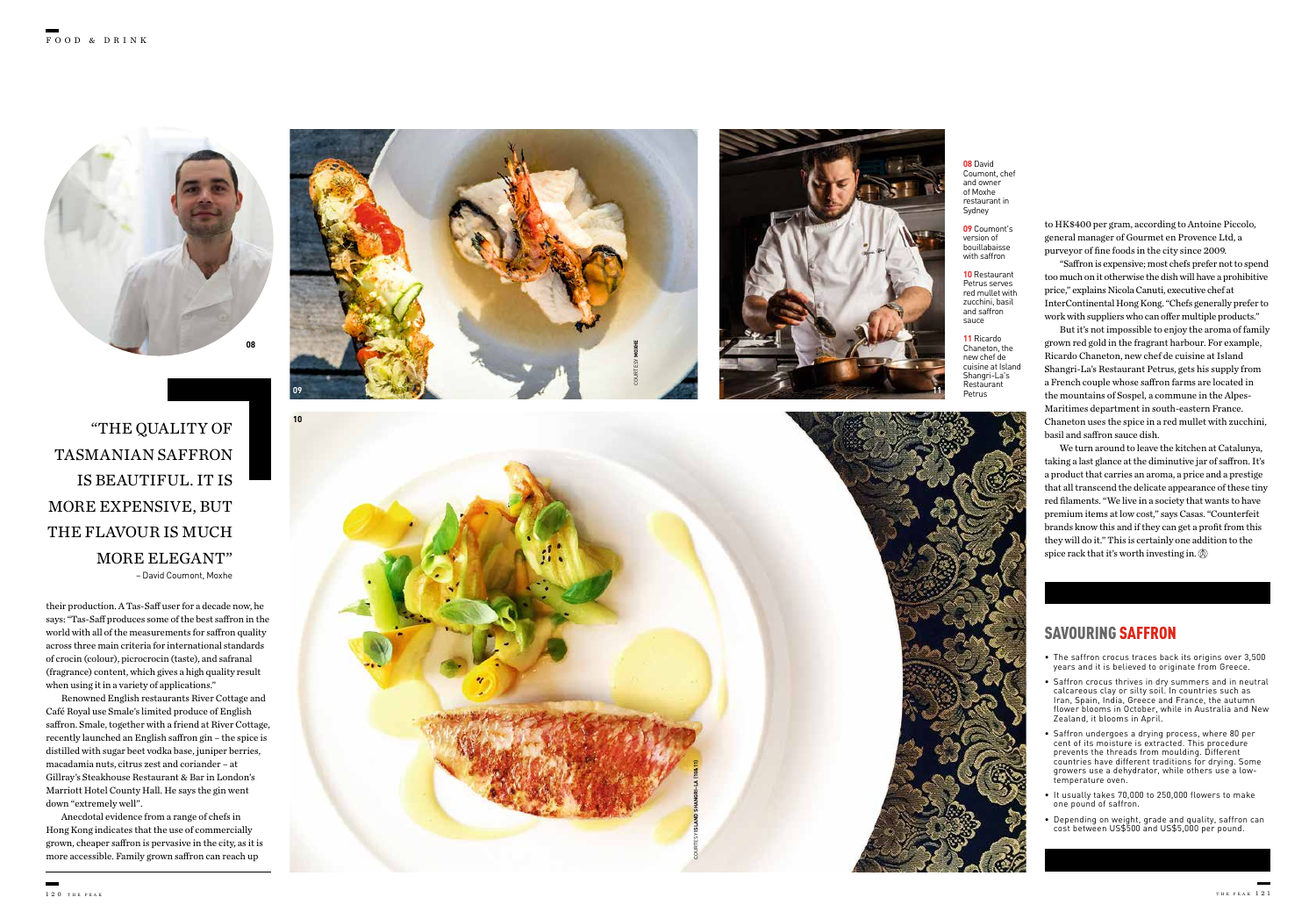"THE QUALITY OF TASMANIAN SAFFRON IS BEAUTIFUL. IT IS MORE EXPENSIVE, BUT THE FLAVOUR IS MUCH MORE ELEGANT"
– David Coumont, Moxhe

their production. A Tas-Saff user for a decade now, he says: "Tas-Saff produces some of the best saffron in the world with all of the measurements for saffron quality across three main criteria for international standards of crocin (colour), picrocrocin (taste), and safranal (fragrance) content, which gives a high quality result when using it in a variety of applications."

Renowned English restaurants River Cottage and Café Royal use Smale's limited produce of English saffron. Smale, together with a friend at River Cottage, recently launched an English saffron gin – the spice is distilled with sugar beet vodka base, juniper berries, macadamia nuts, citrus zest and coriander – at Gillray's Steakhouse Restaurant & Bar in London's Marriott Hotel County Hall. He says the gin went down "extremely well".

Anecdotal evidence from a range of chefs in Hong Kong indicates that the use of commercially grown, cheaper saffron is pervasive in the city, as it is more accessible. Family grown saffron can reach up to HK$400 per gram, according to Antoine Piccolo, general manager of Gourmet en Provence Ltd, a purveyor of fine foods in the city since 2009.

"Saffron is expensive; most chefs prefer not to spend too much on it otherwise the dish will have a prohibitive price," explains Nicola Canuti, executive chef at InterContinental Hong Kong. "Chefs generally prefer to work with suppliers who can offer multiple products."

But it's not impossible to enjoy the aroma of family grown red gold in the fragrant harbour. For example, Ricardo Chaneton, new chef de cuisine at Island Shangri-La's Restaurant Petrus, gets his supply from a French couple whose saffron farms are located in the mountains of Sospel, a commune in the Alpes-Maritimes department in south-eastern France. Chaneton uses the spice in a red mullet with zucchini, basil and saffron sauce dish.

We turn around to leave the kitchen at Catalunya, taking a last glance at the diminutive jar of saffron. It's a product that carries an aroma, a price and a prestige that all transcend the delicate appearance of these tiny red filaments. "We live in a society that wants to have premium items at low cost," says Casas. "Counterfeit brands know this and if they can get a profit from this they will do it." This is certainly one addition to the spice rack that it's worth investing in.

**08** David Coumont, chef and owner of Moxhe restaurant in Sydney

**09** Coumont's version of bouillabaisse with saffron

**10** Restaurant Petrus serves red mullet with zucchini, basil and saffron sauce

**11** Ricardo Chaneton, the new chef de cuisine at Island Shangri-La's Restaurant Petrus

COURTESY MOXHE

COURTESY ISLAND SHANGRI-LA (10&11)

## SAVOURING SAFFRON

- The saffron crocus traces back its origins over 3,500 years and it is believed to originate from Greece.
- Saffron crocus thrives in dry summers and in neutral calcareous clay or silty soil. In countries such as Iran, Spain, India, Greece and France, the autumn flower blooms in October, while in Australia and New Zealand, it blooms in April.
- Saffron undergoes a drying process, where 80 per cent of its moisture is extracted. This procedure prevents the threads from moulding. Different countries have different traditions for drying. Some growers use a dehydrator, while others use a low-temperature oven.
- It usually takes 70,000 to 250,000 flowers to make one pound of saffron.
- Depending on weight, grade and quality, saffron can cost between US$500 and US$5,000 per pound.